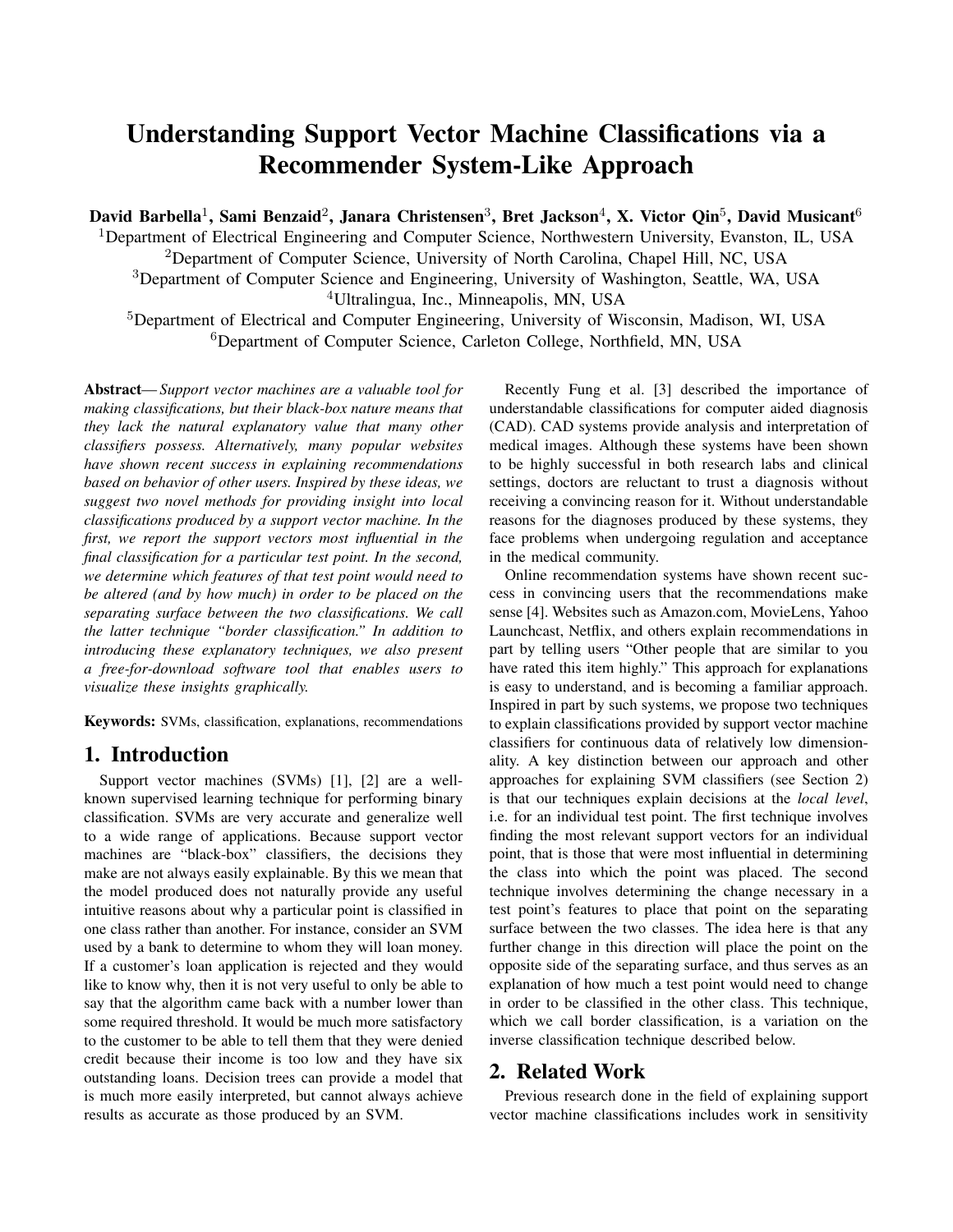# Understanding Support Vector Machine Classifications via a Recommender System-Like Approach

**David Barbella[1], Sami Benzaid[2], Janara Christensen[3], Bret Jackson[4], X. Victor Qin[5], David Musicant[6]**

[1]Department of Electrical Engineering and Computer Science, Northwestern University, Evanston, IL, USA
[2]Department of Computer Science, University of North Carolina, Chapel Hill, NC, USA
[3]Department of Computer Science and Engineering, University of Washington, Seattle, WA, USA
[4]Ultralingua, Inc., Minneapolis, MN, USA
[5]Department of Electrical and Computer Engineering, University of Wisconsin, Madison, WI, USA
[6]Department of Computer Science, Carleton College, Northfield, MN, USA

**Abstract**— *Support vector machines are a valuable tool for making classifications, but their black-box nature means that they lack the natural explanatory value that many other classifiers possess. Alternatively, many popular websites have shown recent success in explaining recommendations based on behavior of other users. Inspired by these ideas, we suggest two novel methods for providing insight into local classifications produced by a support vector machine. In the first, we report the support vectors most influential in the final classification for a particular test point. In the second, we determine which features of that test point would need to be altered (and by how much) in order to be placed on the separating surface between the two classifications. We call the latter technique "border classification." In addition to introducing these explanatory techniques, we also present a free-for-download software tool that enables users to visualize these insights graphically.*

**Keywords:** SVMs, classification, explanations, recommendations

## 1. Introduction

Support vector machines (SVMs) [1], [2] are a well-known supervised learning technique for performing binary classification. SVMs are very accurate and generalize well to a wide range of applications. Because support vector machines are "black-box" classifiers, the decisions they make are not always easily explainable. By this we mean that the model produced does not naturally provide any useful intuitive reasons about why a particular point is classified in one class rather than another. For instance, consider an SVM used by a bank to determine to whom they will loan money. If a customer's loan application is rejected and they would like to know why, then it is not very useful to only be able to say that the algorithm came back with a number lower than some required threshold. It would be much more satisfactory to the customer to be able to tell them that they were denied credit because their income is too low and they have six outstanding loans. Decision trees can provide a model that is much more easily interpreted, but cannot always achieve results as accurate as those produced by an SVM.

Recently Fung et al. [3] described the importance of understandable classifications for computer aided diagnosis (CAD). CAD systems provide analysis and interpretation of medical images. Although these systems have been shown to be highly successful in both research labs and clinical settings, doctors are reluctant to trust a diagnosis without receiving a convincing reason for it. Without understandable reasons for the diagnoses produced by these systems, they face problems when undergoing regulation and acceptance in the medical community.

Online recommendation systems have shown recent success in convincing users that the recommendations make sense [4]. Websites such as Amazon.com, MovieLens, Yahoo Launchcast, Netflix, and others explain recommendations in part by telling users "Other people that are similar to you have rated this item highly." This approach for explanations is easy to understand, and is becoming a familiar approach. Inspired in part by such systems, we propose two techniques to explain classifications provided by support vector machine classifiers for continuous data of relatively low dimensionality. A key distinction between our approach and other approaches for explaining SVM classifiers (see Section 2) is that our techniques explain decisions at the *local level*, i.e. for an individual test point. The first technique involves finding the most relevant support vectors for an individual point, that is those that were most influential in determining the class into which the point was placed. The second technique involves determining the change necessary in a test point's features to place that point on the separating surface between the two classes. The idea here is that any further change in this direction will place the point on the opposite side of the separating surface, and thus serves as an explanation of how much a test point would need to change in order to be classified in the other class. This technique, which we call border classification, is a variation on the inverse classification technique described below.

## 2. Related Work

Previous research done in the field of explaining support vector machine classifications includes work in sensitivity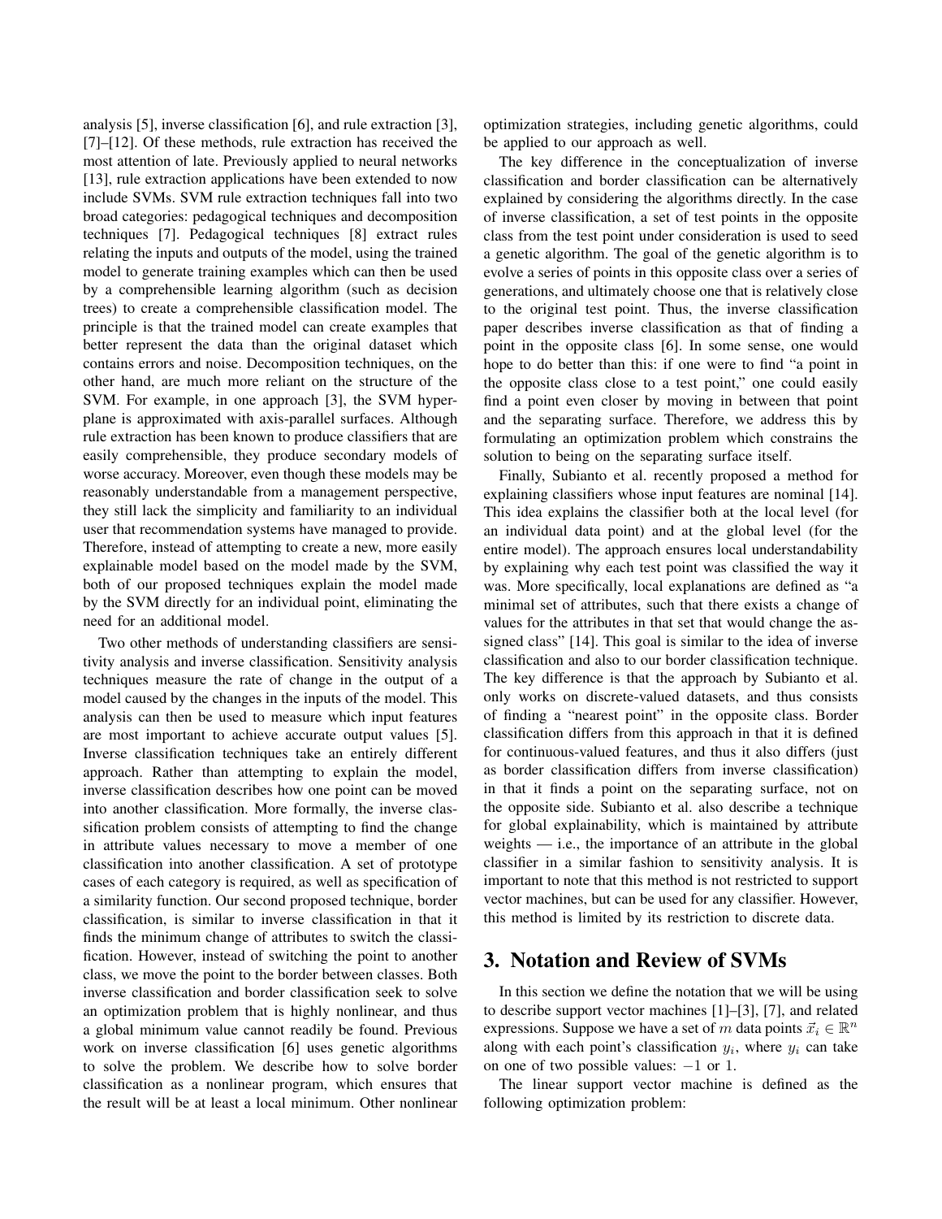analysis [5], inverse classification [6], and rule extraction [3], [7]–[12]. Of these methods, rule extraction has received the most attention of late. Previously applied to neural networks [13], rule extraction applications have been extended to now include SVMs. SVM rule extraction techniques fall into two broad categories: pedagogical techniques and decomposition techniques [7]. Pedagogical techniques [8] extract rules relating the inputs and outputs of the model, using the trained model to generate training examples which can then be used by a comprehensible learning algorithm (such as decision trees) to create a comprehensible classification model. The principle is that the trained model can create examples that better represent the data than the original dataset which contains errors and noise. Decomposition techniques, on the other hand, are much more reliant on the structure of the SVM. For example, in one approach [3], the SVM hyperplane is approximated with axis-parallel surfaces. Although rule extraction has been known to produce classifiers that are easily comprehensible, they produce secondary models of worse accuracy. Moreover, even though these models may be reasonably understandable from a management perspective, they still lack the simplicity and familiarity to an individual user that recommendation systems have managed to provide. Therefore, instead of attempting to create a new, more easily explainable model based on the model made by the SVM, both of our proposed techniques explain the model made by the SVM directly for an individual point, eliminating the need for an additional model.

Two other methods of understanding classifiers are sensitivity analysis and inverse classification. Sensitivity analysis techniques measure the rate of change in the output of a model caused by the changes in the inputs of the model. This analysis can then be used to measure which input features are most important to achieve accurate output values [5]. Inverse classification techniques take an entirely different approach. Rather than attempting to explain the model, inverse classification describes how one point can be moved into another classification. More formally, the inverse classification problem consists of attempting to find the change in attribute values necessary to move a member of one classification into another classification. A set of prototype cases of each category is required, as well as specification of a similarity function. Our second proposed technique, border classification, is similar to inverse classification in that it finds the minimum change of attributes to switch the classification. However, instead of switching the point to another class, we move the point to the border between classes. Both inverse classification and border classification seek to solve an optimization problem that is highly nonlinear, and thus a global minimum value cannot readily be found. Previous work on inverse classification [6] uses genetic algorithms to solve the problem. We describe how to solve border classification as a nonlinear program, which ensures that the result will be at least a local minimum. Other nonlinear optimization strategies, including genetic algorithms, could be applied to our approach as well.

The key difference in the conceptualization of inverse classification and border classification can be alternatively explained by considering the algorithms directly. In the case of inverse classification, a set of test points in the opposite class from the test point under consideration is used to seed a genetic algorithm. The goal of the genetic algorithm is to evolve a series of points in this opposite class over a series of generations, and ultimately choose one that is relatively close to the original test point. Thus, the inverse classification paper describes inverse classification as that of finding a point in the opposite class [6]. In some sense, one would hope to do better than this: if one were to find "a point in the opposite class close to a test point," one could easily find a point even closer by moving in between that point and the separating surface. Therefore, we address this by formulating an optimization problem which constrains the solution to being on the separating surface itself.

Finally, Subianto et al. recently proposed a method for explaining classifiers whose input features are nominal [14]. This idea explains the classifier both at the local level (for an individual data point) and at the global level (for the entire model). The approach ensures local understandability by explaining why each test point was classified the way it was. More specifically, local explanations are defined as "a minimal set of attributes, such that there exists a change of values for the attributes in that set that would change the assigned class" [14]. This goal is similar to the idea of inverse classification and also to our border classification technique. The key difference is that the approach by Subianto et al. only works on discrete-valued datasets, and thus consists of finding a "nearest point" in the opposite class. Border classification differs from this approach in that it is defined for continuous-valued features, and thus it also differs (just as border classification differs from inverse classification) in that it finds a point on the separating surface, not on the opposite side. Subianto et al. also describe a technique for global explainability, which is maintained by attribute weights — i.e., the importance of an attribute in the global classifier in a similar fashion to sensitivity analysis. It is important to note that this method is not restricted to support vector machines, but can be used for any classifier. However, this method is limited by its restriction to discrete data.

# 3. Notation and Review of SVMs

In this section we define the notation that we will be using to describe support vector machines [1]–[3], [7], and related expressions. Suppose we have a set of $m$ data points $\vec{x}_i \in \mathbb{R}^n$ along with each point's classification $y_i$, where $y_i$ can take on one of two possible values: $-1$ or $1$.

The linear support vector machine is defined as the following optimization problem: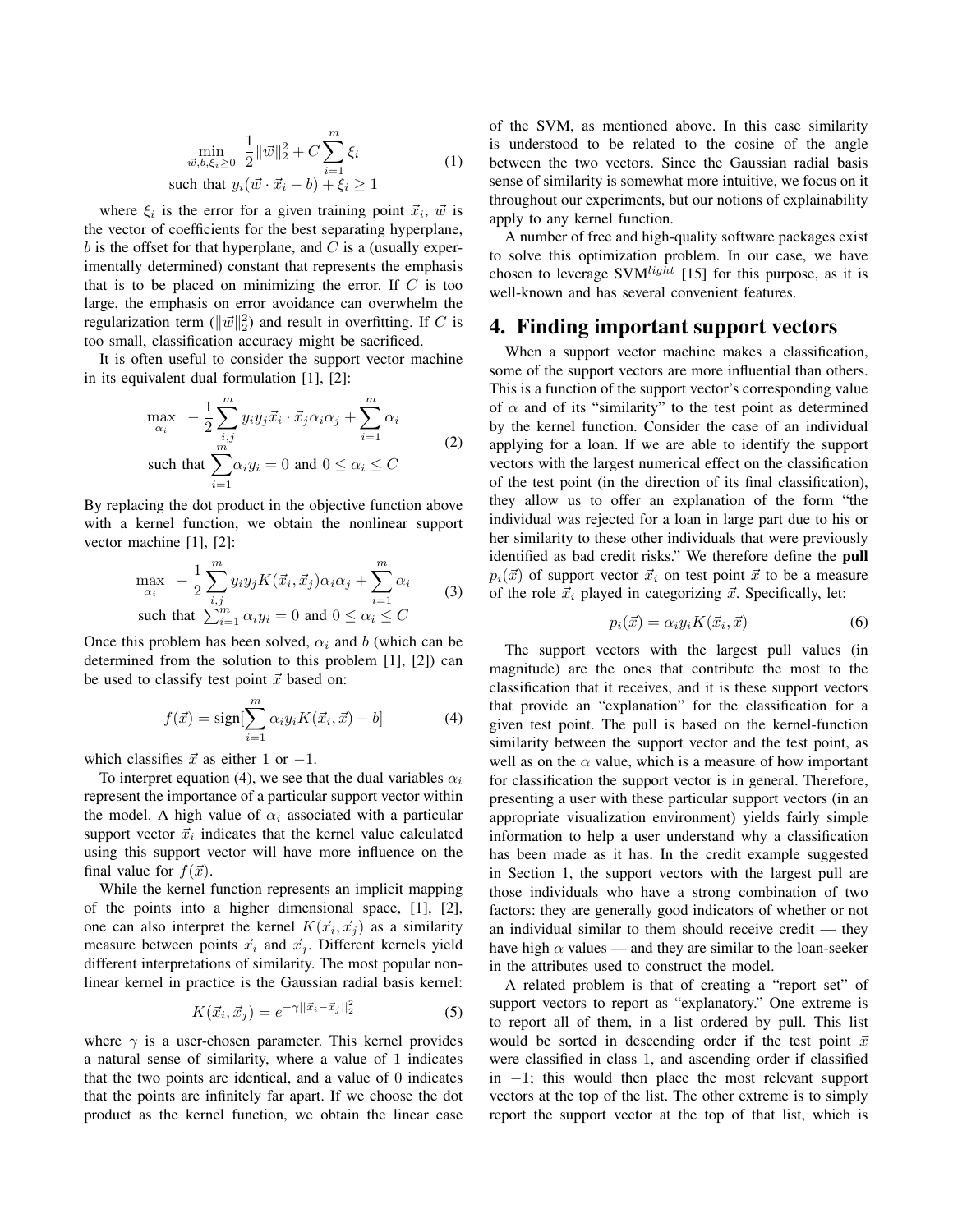$$
\begin{aligned}
\min_{\vec{w}, b, \xi_i \geq 0} \quad & \frac{1}{2}\|\vec{w}\|_2^2 + C\sum_{i=1}^{m} \xi_i \\
\text{such that} \quad & y_i(\vec{w} \cdot \vec{x}_i - b) + \xi_i \geq 1
\end{aligned} \tag{1}
$$

where $\xi_i$ is the error for a given training point $\vec{x}_i$, $\vec{w}$ is the vector of coefficients for the best separating hyperplane, $b$ is the offset for that hyperplane, and $C$ is a (usually experimentally determined) constant that represents the emphasis that is to be placed on minimizing the error. If $C$ is too large, the emphasis on error avoidance can overwhelm the regularization term ($\|\vec{w}\|_2^2$) and result in overfitting. If $C$ is too small, classification accuracy might be sacrificed.

It is often useful to consider the support vector machine in its equivalent dual formulation [1], [2]:

$$
\begin{aligned}
\max_{\alpha_i} \quad & -\frac{1}{2}\sum_{i,j}^{m} y_i y_j \vec{x}_i \cdot \vec{x}_j \alpha_i \alpha_j + \sum_{i=1}^{m} \alpha_i \\
\text{such that} \quad & \sum_{i=1}^{m} \alpha_i y_i = 0 \text{ and } 0 \leq \alpha_i \leq C
\end{aligned} \tag{2}
$$

By replacing the dot product in the objective function above with a kernel function, we obtain the nonlinear support vector machine [1], [2]:

$$
\begin{aligned}
\max_{\alpha_i} \quad & -\frac{1}{2}\sum_{i,j}^{m} y_i y_j K(\vec{x}_i, \vec{x}_j) \alpha_i \alpha_j + \sum_{i=1}^{m} \alpha_i \\
\text{such that} \quad & \textstyle\sum_{i=1}^{m} \alpha_i y_i = 0 \text{ and } 0 \leq \alpha_i \leq C
\end{aligned} \tag{3}
$$

Once this problem has been solved, $\alpha_i$ and $b$ (which can be determined from the solution to this problem [1], [2]) can be used to classify test point $\vec{x}$ based on:

$$
f(\vec{x}) = \text{sign}[\sum_{i=1}^{m} \alpha_i y_i K(\vec{x}_i, \vec{x}) - b] \tag{4}
$$

which classifies $\vec{x}$ as either 1 or $-1$.

To interpret equation (4), we see that the dual variables $\alpha_i$ represent the importance of a particular support vector within the model. A high value of $\alpha_i$ associated with a particular support vector $\vec{x}_i$ indicates that the kernel value calculated using this support vector will have more influence on the final value for $f(\vec{x})$.

While the kernel function represents an implicit mapping of the points into a higher dimensional space, [1], [2], one can also interpret the kernel $K(\vec{x}_i, \vec{x}_j)$ as a similarity measure between points $\vec{x}_i$ and $\vec{x}_j$. Different kernels yield different interpretations of similarity. The most popular nonlinear kernel in practice is the Gaussian radial basis kernel:

$$
K(\vec{x}_i, \vec{x}_j) = e^{-\gamma \|\vec{x}_i - \vec{x}_j\|_2^2} \tag{5}
$$

where $\gamma$ is a user-chosen parameter. This kernel provides a natural sense of similarity, where a value of 1 indicates that the two points are identical, and a value of 0 indicates that the points are infinitely far apart. If we choose the dot product as the kernel function, we obtain the linear case of the SVM, as mentioned above. In this case similarity is understood to be related to the cosine of the angle between the two vectors. Since the Gaussian radial basis sense of similarity is somewhat more intuitive, we focus on it throughout our experiments, but our notions of explainability apply to any kernel function.

A number of free and high-quality software packages exist to solve this optimization problem. In our case, we have chosen to leverage SVM$^{light}$ [15] for this purpose, as it is well-known and has several convenient features.

# 4. Finding important support vectors

When a support vector machine makes a classification, some of the support vectors are more influential than others. This is a function of the support vector's corresponding value of $\alpha$ and of its "similarity" to the test point as determined by the kernel function. Consider the case of an individual applying for a loan. If we are able to identify the support vectors with the largest numerical effect on the classification of the test point (in the direction of its final classification), they allow us to offer an explanation of the form "the individual was rejected for a loan in large part due to his or her similarity to these other individuals that were previously identified as bad credit risks." We therefore define the **pull** $p_i(\vec{x})$ of support vector $\vec{x}_i$ on test point $\vec{x}$ to be a measure of the role $\vec{x}_i$ played in categorizing $\vec{x}$. Specifically, let:

$$
p_i(\vec{x}) = \alpha_i y_i K(\vec{x}_i, \vec{x}) \tag{6}
$$

The support vectors with the largest pull values (in magnitude) are the ones that contribute the most to the classification that it receives, and it is these support vectors that provide an "explanation" for the classification for a given test point. The pull is based on the kernel-function similarity between the support vector and the test point, as well as on the $\alpha$ value, which is a measure of how important for classification the support vector is in general. Therefore, presenting a user with these particular support vectors (in an appropriate visualization environment) yields fairly simple information to help a user understand why a classification has been made as it has. In the credit example suggested in Section 1, the support vectors with the largest pull are those individuals who have a strong combination of two factors: they are generally good indicators of whether or not an individual similar to them should receive credit — they have high $\alpha$ values — and they are similar to the loan-seeker in the attributes used to construct the model.

A related problem is that of creating a "report set" of support vectors to report as "explanatory." One extreme is to report all of them, in a list ordered by pull. This list would be sorted in descending order if the test point $\vec{x}$ were classified in class 1, and ascending order if classified in $-1$; this would then place the most relevant support vectors at the top of the list. The other extreme is to simply report the support vector at the top of that list, which is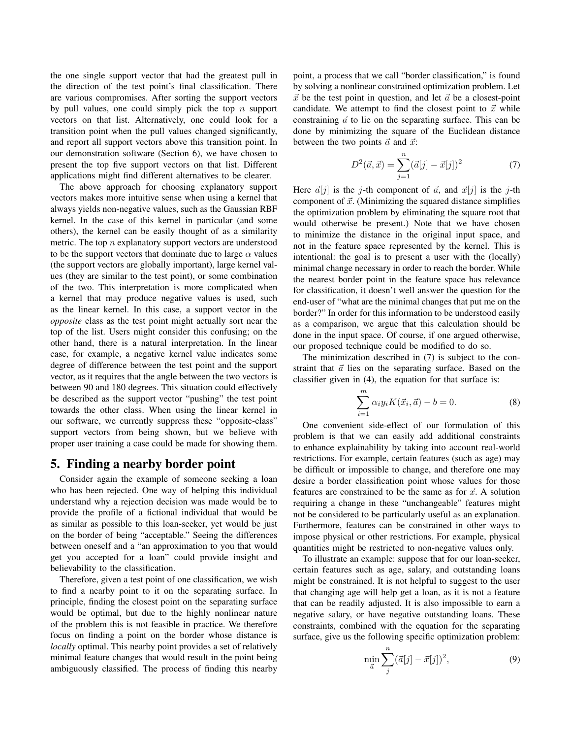the one single support vector that had the greatest pull in the direction of the test point's final classification. There are various compromises. After sorting the support vectors by pull values, one could simply pick the top $n$ support vectors on that list. Alternatively, one could look for a transition point when the pull values changed significantly, and report all support vectors above this transition point. In our demonstration software (Section 6), we have chosen to present the top five support vectors on that list. Different applications might find different alternatives to be clearer.

The above approach for choosing explanatory support vectors makes more intuitive sense when using a kernel that always yields non-negative values, such as the Gaussian RBF kernel. In the case of this kernel in particular (and some others), the kernel can be easily thought of as a similarity metric. The top $n$ explanatory support vectors are understood to be the support vectors that dominate due to large $\alpha$ values (the support vectors are globally important), large kernel values (they are similar to the test point), or some combination of the two. This interpretation is more complicated when a kernel that may produce negative values is used, such as the linear kernel. In this case, a support vector in the *opposite* class as the test point might actually sort near the top of the list. Users might consider this confusing; on the other hand, there is a natural interpretation. In the linear case, for example, a negative kernel value indicates some degree of difference between the test point and the support vector, as it requires that the angle between the two vectors is between 90 and 180 degrees. This situation could effectively be described as the support vector "pushing" the test point towards the other class. When using the linear kernel in our software, we currently suppress these "opposite-class" support vectors from being shown, but we believe with proper user training a case could be made for showing them.

## 5. Finding a nearby border point

Consider again the example of someone seeking a loan who has been rejected. One way of helping this individual understand why a rejection decision was made would be to provide the profile of a fictional individual that would be as similar as possible to this loan-seeker, yet would be just on the border of being "acceptable." Seeing the differences between oneself and a "an approximation to you that would get you accepted for a loan" could provide insight and believability to the classification.

Therefore, given a test point of one classification, we wish to find a nearby point to it on the separating surface. In principle, finding the closest point on the separating surface would be optimal, but due to the highly nonlinear nature of the problem this is not feasible in practice. We therefore focus on finding a point on the border whose distance is *locally* optimal. This nearby point provides a set of relatively minimal feature changes that would result in the point being ambiguously classified. The process of finding this nearby point, a process that we call "border classification," is found by solving a nonlinear constrained optimization problem. Let $\vec{x}$ be the test point in question, and let $\vec{a}$ be a closest-point candidate. We attempt to find the closest point to $\vec{x}$ while constraining $\vec{a}$ to lie on the separating surface. This can be done by minimizing the square of the Euclidean distance between the two points $\vec{a}$ and $\vec{x}$:

$$D^2(\vec{a}, \vec{x}) = \sum_{j=1}^{n} (\vec{a}[j] - \vec{x}[j])^2 \tag{7}$$

Here $\vec{a}[j]$ is the $j$-th component of $\vec{a}$, and $\vec{x}[j]$ is the $j$-th component of $\vec{x}$. (Minimizing the squared distance simplifies the optimization problem by eliminating the square root that would otherwise be present.) Note that we have chosen to minimize the distance in the original input space, and not in the feature space represented by the kernel. This is intentional: the goal is to present a user with the (locally) minimal change necessary in order to reach the border. While the nearest border point in the feature space has relevance for classification, it doesn't well answer the question for the end-user of "what are the minimal changes that put me on the border?" In order for this information to be understood easily as a comparison, we argue that this calculation should be done in the input space. Of course, if one argued otherwise, our proposed technique could be modified to do so.

The minimization described in (7) is subject to the constraint that $\vec{a}$ lies on the separating surface. Based on the classifier given in (4), the equation for that surface is:

$$\sum_{i=1}^{m} \alpha_i y_i K(\vec{x}_i, \vec{a}) - b = 0. \tag{8}$$

One convenient side-effect of our formulation of this problem is that we can easily add additional constraints to enhance explainability by taking into account real-world restrictions. For example, certain features (such as age) may be difficult or impossible to change, and therefore one may desire a border classification point whose values for those features are constrained to be the same as for $\vec{x}$. A solution requiring a change in these "unchangeable" features might not be considered to be particularly useful as an explanation. Furthermore, features can be constrained in other ways to impose physical or other restrictions. For example, physical quantities might be restricted to non-negative values only.

To illustrate an example: suppose that for our loan-seeker, certain features such as age, salary, and outstanding loans might be constrained. It is not helpful to suggest to the user that changing age will help get a loan, as it is not a feature that can be readily adjusted. It is also impossible to earn a negative salary, or have negative outstanding loans. These constraints, combined with the equation for the separating surface, give us the following specific optimization problem:

$$\min_{\vec{a}} \sum_{j}^{n} (\vec{a}[j] - \vec{x}[j])^2, \tag{9}$$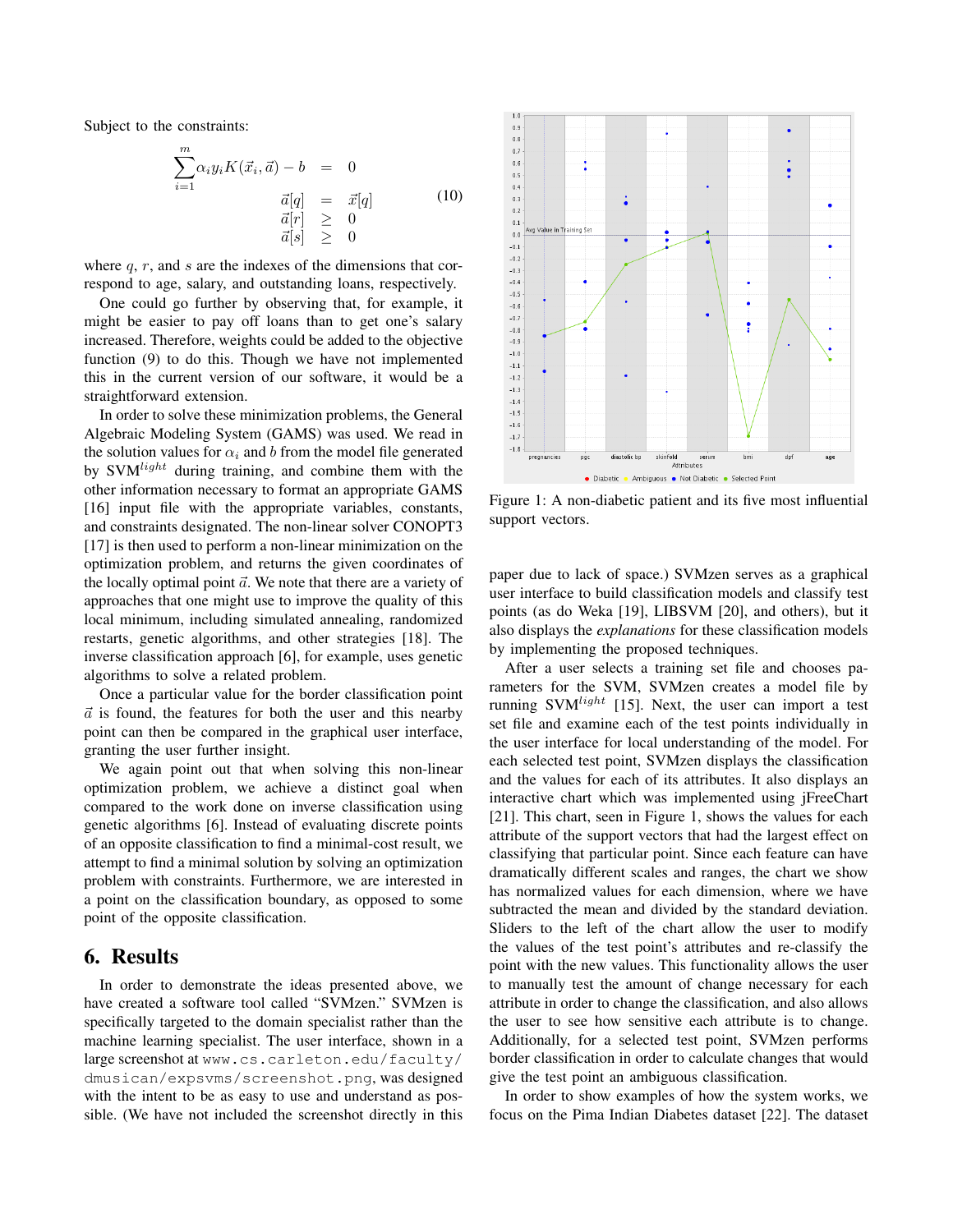Subject to the constraints:

$$
\begin{aligned}
\sum_{i=1}^{m} \alpha_i y_i K(\vec{x}_i, \vec{a}) - b &= 0 \\
\vec{a}[q] &= \vec{x}[q] \\
\vec{a}[r] &\geq 0 \\
\vec{a}[s] &\geq 0
\end{aligned}
\tag{10}
$$

where $q$, $r$, and $s$ are the indexes of the dimensions that correspond to age, salary, and outstanding loans, respectively.

One could go further by observing that, for example, it might be easier to pay off loans than to get one's salary increased. Therefore, weights could be added to the objective function (9) to do this. Though we have not implemented this in the current version of our software, it would be a straightforward extension.

In order to solve these minimization problems, the General Algebraic Modeling System (GAMS) was used. We read in the solution values for $\alpha_i$ and $b$ from the model file generated by SVM$^{light}$ during training, and combine them with the other information necessary to format an appropriate GAMS [16] input file with the appropriate variables, constants, and constraints designated. The non-linear solver CONOPT3 [17] is then used to perform a non-linear minimization on the optimization problem, and returns the given coordinates of the locally optimal point $\vec{a}$. We note that there are a variety of approaches that one might use to improve the quality of this local minimum, including simulated annealing, randomized restarts, genetic algorithms, and other strategies [18]. The inverse classification approach [6], for example, uses genetic algorithms to solve a related problem.

Once a particular value for the border classification point $\vec{a}$ is found, the features for both the user and this nearby point can then be compared in the graphical user interface, granting the user further insight.

We again point out that when solving this non-linear optimization problem, we achieve a distinct goal when compared to the work done on inverse classification using genetic algorithms [6]. Instead of evaluating discrete points of an opposite classification to find a minimal-cost result, we attempt to find a minimal solution by solving an optimization problem with constraints. Furthermore, we are interested in a point on the classification boundary, as opposed to some point of the opposite classification.

## 6. Results

In order to demonstrate the ideas presented above, we have created a software tool called "SVMzen." SVMzen is specifically targeted to the domain specialist rather than the machine learning specialist. The user interface, shown in a large screenshot at `www.cs.carleton.edu/faculty/dmusican/expsvms/screenshot.png`, was designed with the intent to be as easy to use and understand as possible. (We have not included the screenshot directly in this paper due to lack of space.) SVMzen serves as a graphical user interface to build classification models and classify test points (as do Weka [19], LIBSVM [20], and others), but it also displays the *explanations* for these classification models by implementing the proposed techniques.

Figure 1: A non-diabetic patient and its five most influential support vectors.

After a user selects a training set file and chooses parameters for the SVM, SVMzen creates a model file by running SVM$^{light}$ [15]. Next, the user can import a test set file and examine each of the test points individually in the user interface for local understanding of the model. For each selected test point, SVMzen displays the classification and the values for each of its attributes. It also displays an interactive chart which was implemented using jFreeChart [21]. This chart, seen in Figure 1, shows the values for each attribute of the support vectors that had the largest effect on classifying that particular point. Since each feature can have dramatically different scales and ranges, the chart we show has normalized values for each dimension, where we have subtracted the mean and divided by the standard deviation. Sliders to the left of the chart allow the user to modify the values of the test point's attributes and re-classify the point with the new values. This functionality allows the user to manually test the amount of change necessary for each attribute in order to change the classification, and also allows the user to see how sensitive each attribute is to change. Additionally, for a selected test point, SVMzen performs border classification in order to calculate changes that would give the test point an ambiguous classification.

In order to show examples of how the system works, we focus on the Pima Indian Diabetes dataset [22]. The dataset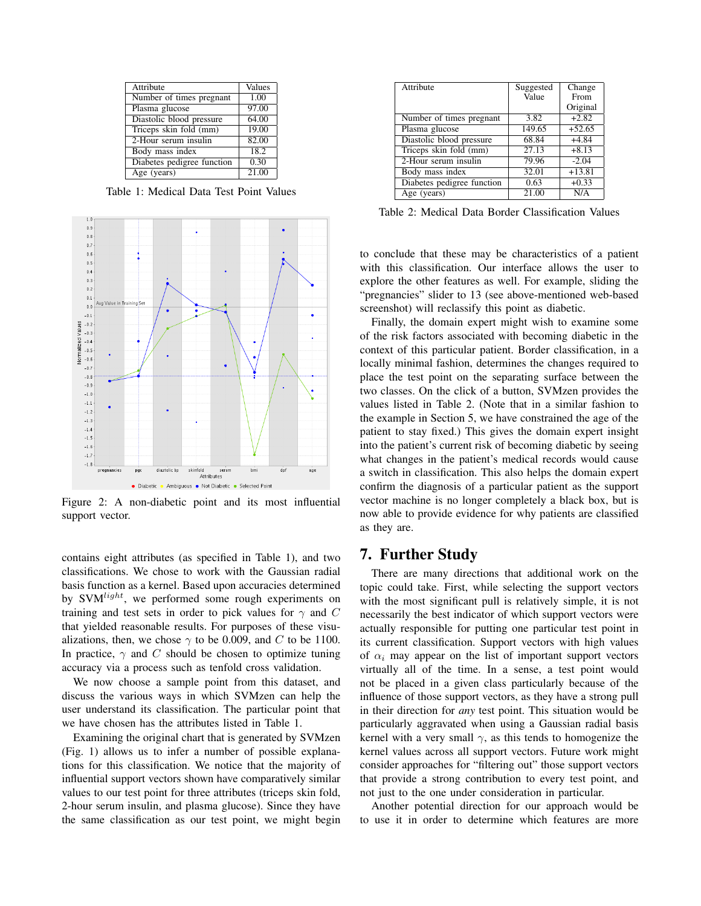| Attribute | Values |
|---|---|
| Number of times pregnant | 1.00 |
| Plasma glucose | 97.00 |
| Diastolic blood pressure | 64.00 |
| Triceps skin fold (mm) | 19.00 |
| 2-Hour serum insulin | 82.00 |
| Body mass index | 18.2 |
| Diabetes pedigree function | 0.30 |
| Age (years) | 21.00 |

Table 1: Medical Data Test Point Values

Figure 2: A non-diabetic point and its most influential support vector.

contains eight attributes (as specified in Table 1), and two classifications. We chose to work with the Gaussian radial basis function as a kernel. Based upon accuracies determined by SVM$^{light}$, we performed some rough experiments on training and test sets in order to pick values for $\gamma$ and $C$ that yielded reasonable results. For purposes of these visualizations, then, we chose $\gamma$ to be 0.009, and $C$ to be 1100. In practice, $\gamma$ and $C$ should be chosen to optimize tuning accuracy via a process such as tenfold cross validation.

We now choose a sample point from this dataset, and discuss the various ways in which SVMzen can help the user understand its classification. The particular point that we have chosen has the attributes listed in Table 1.

Examining the original chart that is generated by SVMzen (Fig. 1) allows us to infer a number of possible explanations for this classification. We notice that the majority of influential support vectors shown have comparatively similar values to our test point for three attributes (triceps skin fold, 2-hour serum insulin, and plasma glucose). Since they have the same classification as our test point, we might begin to conclude that these may be characteristics of a patient with this classification. Our interface allows the user to explore the other features as well. For example, sliding the "pregnancies" slider to 13 (see above-mentioned web-based screenshot) will reclassify this point as diabetic.

| Attribute | Suggested Value | Change From Original |
|---|---|---|
| Number of times pregnant | 3.82 | +2.82 |
| Plasma glucose | 149.65 | +52.65 |
| Diastolic blood pressure | 68.84 | +4.84 |
| Triceps skin fold (mm) | 27.13 | +8.13 |
| 2-Hour serum insulin | 79.96 | -2.04 |
| Body mass index | 32.01 | +13.81 |
| Diabetes pedigree function | 0.63 | +0.33 |
| Age (years) | 21.00 | N/A |

Table 2: Medical Data Border Classification Values

Finally, the domain expert might wish to examine some of the risk factors associated with becoming diabetic in the context of this particular patient. Border classification, in a locally minimal fashion, determines the changes required to place the test point on the separating surface between the two classes. On the click of a button, SVMzen provides the values listed in Table 2. (Note that in a similar fashion to the example in Section 5, we have constrained the age of the patient to stay fixed.) This gives the domain expert insight into the patient's current risk of becoming diabetic by seeing what changes in the patient's medical records would cause a switch in classification. This also helps the domain expert confirm the diagnosis of a particular patient as the support vector machine is no longer completely a black box, but is now able to provide evidence for why patients are classified as they are.

## 7. Further Study

There are many directions that additional work on the topic could take. First, while selecting the support vectors with the most significant pull is relatively simple, it is not necessarily the best indicator of which support vectors were actually responsible for putting one particular test point in its current classification. Support vectors with high values of $\alpha_i$ may appear on the list of important support vectors virtually all of the time. In a sense, a test point would not be placed in a given class particularly because of the influence of those support vectors, as they have a strong pull in their direction for *any* test point. This situation would be particularly aggravated when using a Gaussian radial basis kernel with a very small $\gamma$, as this tends to homogenize the kernel values across all support vectors. Future work might consider approaches for "filtering out" those support vectors that provide a strong contribution to every test point, and not just to the one under consideration in particular.

Another potential direction for our approach would be to use it in order to determine which features are more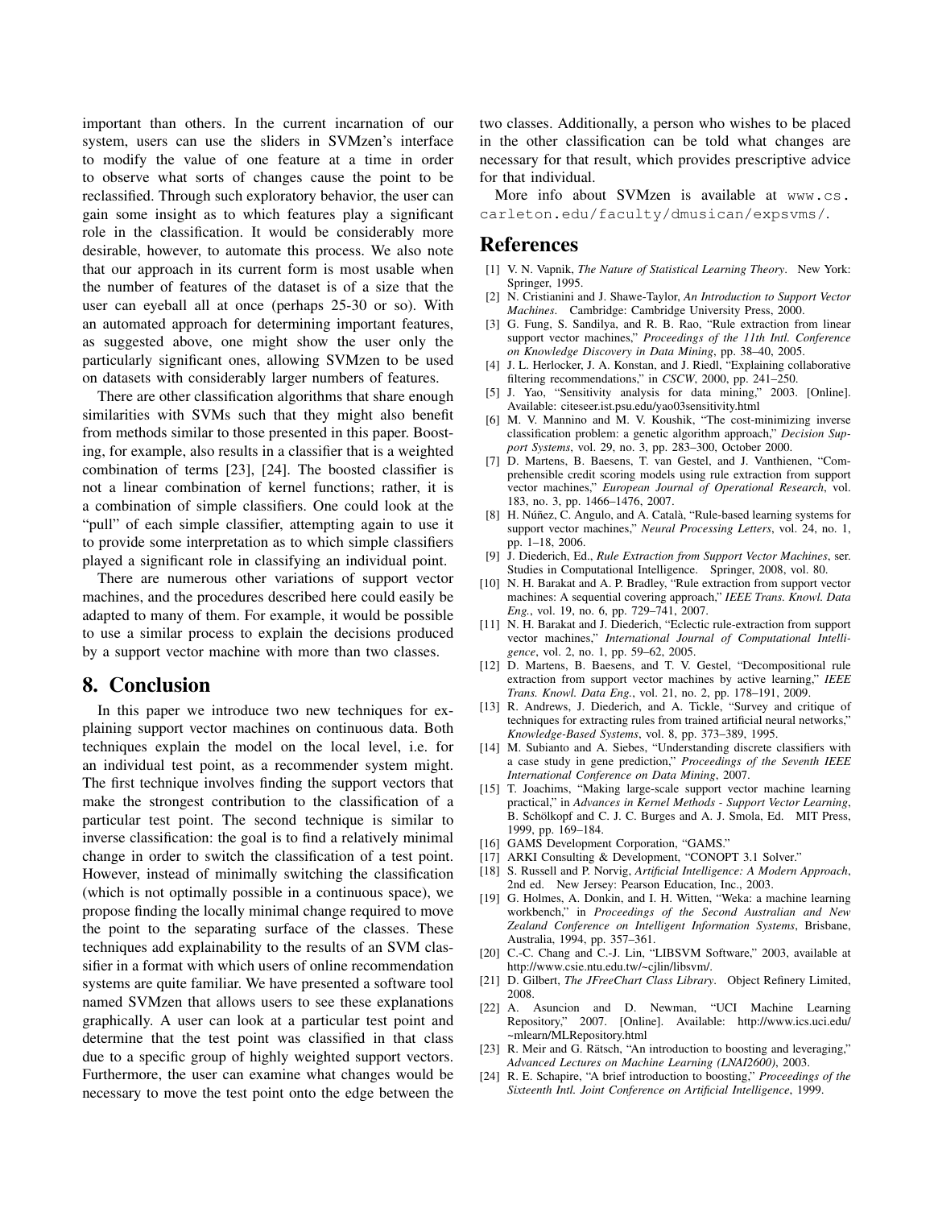important than others. In the current incarnation of our system, users can use the sliders in SVMzen's interface to modify the value of one feature at a time in order to observe what sorts of changes cause the point to be reclassified. Through such exploratory behavior, the user can gain some insight as to which features play a significant role in the classification. It would be considerably more desirable, however, to automate this process. We also note that our approach in its current form is most usable when the number of features of the dataset is of a size that the user can eyeball all at once (perhaps 25-30 or so). With an automated approach for determining important features, as suggested above, one might show the user only the particularly significant ones, allowing SVMzen to be used on datasets with considerably larger numbers of features.

There are other classification algorithms that share enough similarities with SVMs such that they might also benefit from methods similar to those presented in this paper. Boosting, for example, also results in a classifier that is a weighted combination of terms [23], [24]. The boosted classifier is not a linear combination of kernel functions; rather, it is a combination of simple classifiers. One could look at the "pull" of each simple classifier, attempting again to use it to provide some interpretation as to which simple classifiers played a significant role in classifying an individual point.

There are numerous other variations of support vector machines, and the procedures described here could easily be adapted to many of them. For example, it would be possible to use a similar process to explain the decisions produced by a support vector machine with more than two classes.

## 8. Conclusion

In this paper we introduce two new techniques for explaining support vector machines on continuous data. Both techniques explain the model on the local level, i.e. for an individual test point, as a recommender system might. The first technique involves finding the support vectors that make the strongest contribution to the classification of a particular test point. The second technique is similar to inverse classification: the goal is to find a relatively minimal change in order to switch the classification of a test point. However, instead of minimally switching the classification (which is not optimally possible in a continuous space), we propose finding the locally minimal change required to move the point to the separating surface of the classes. These techniques add explainability to the results of an SVM classifier in a format with which users of online recommendation systems are quite familiar. We have presented a software tool named SVMzen that allows users to see these explanations graphically. A user can look at a particular test point and determine that the test point was classified in that class due to a specific group of highly weighted support vectors. Furthermore, the user can examine what changes would be necessary to move the test point onto the edge between the two classes. Additionally, a person who wishes to be placed in the other classification can be told what changes are necessary for that result, which provides prescriptive advice for that individual.

More info about SVMzen is available at `www.cs.carleton.edu/faculty/dmusican/expsvms/`.

## References

[1] V. N. Vapnik, *The Nature of Statistical Learning Theory*. New York: Springer, 1995.

[2] N. Cristianini and J. Shawe-Taylor, *An Introduction to Support Vector Machines*. Cambridge: Cambridge University Press, 2000.

[3] G. Fung, S. Sandilya, and R. B. Rao, "Rule extraction from linear support vector machines," *Proceedings of the 11th Intl. Conference on Knowledge Discovery in Data Mining*, pp. 38–40, 2005.

[4] J. L. Herlocker, J. A. Konstan, and J. Riedl, "Explaining collaborative filtering recommendations," in *CSCW*, 2000, pp. 241–250.

[5] J. Yao, "Sensitivity analysis for data mining," 2003. [Online]. Available: citeseer.ist.psu.edu/yao03sensitivity.html

[6] M. V. Mannino and M. V. Koushik, "The cost-minimizing inverse classification problem: a genetic algorithm approach," *Decision Support Systems*, vol. 29, no. 3, pp. 283–300, October 2000.

[7] D. Martens, B. Baesens, T. van Gestel, and J. Vanthienen, "Comprehensible credit scoring models using rule extraction from support vector machines," *European Journal of Operational Research*, vol. 183, no. 3, pp. 1466–1476, 2007.

[8] H. Núñez, C. Angulo, and A. Català, "Rule-based learning systems for support vector machines," *Neural Processing Letters*, vol. 24, no. 1, pp. 1–18, 2006.

[9] J. Diederich, Ed., *Rule Extraction from Support Vector Machines*, ser. Studies in Computational Intelligence. Springer, 2008, vol. 80.

[10] N. H. Barakat and A. P. Bradley, "Rule extraction from support vector machines: A sequential covering approach," *IEEE Trans. Knowl. Data Eng.*, vol. 19, no. 6, pp. 729–741, 2007.

[11] N. H. Barakat and J. Diederich, "Eclectic rule-extraction from support vector machines," *International Journal of Computational Intelligence*, vol. 2, no. 1, pp. 59–62, 2005.

[12] D. Martens, B. Baesens, and T. V. Gestel, "Decompositional rule extraction from support vector machines by active learning," *IEEE Trans. Knowl. Data Eng.*, vol. 21, no. 2, pp. 178–191, 2009.

[13] R. Andrews, J. Diederich, and A. Tickle, "Survey and critique of techniques for extracting rules from trained artificial neural networks," *Knowledge-Based Systems*, vol. 8, pp. 373–389, 1995.

[14] M. Subianto and A. Siebes, "Understanding discrete classifiers with a case study in gene prediction," *Proceedings of the Seventh IEEE International Conference on Data Mining*, 2007.

[15] T. Joachims, "Making large-scale support vector machine learning practical," in *Advances in Kernel Methods - Support Vector Learning*, B. Schölkopf and C. J. C. Burges and A. J. Smola, Ed. MIT Press, 1999, pp. 169–184.

[16] GAMS Development Corporation, "GAMS."

[17] ARKI Consulting & Development, "CONOPT 3.1 Solver."

[18] S. Russell and P. Norvig, *Artificial Intelligence: A Modern Approach*, 2nd ed. New Jersey: Pearson Education, Inc., 2003.

[19] G. Holmes, A. Donkin, and I. H. Witten, "Weka: a machine learning workbench," in *Proceedings of the Second Australian and New Zealand Conference on Intelligent Information Systems*, Brisbane, Australia, 1994, pp. 357–361.

[20] C.-C. Chang and C.-J. Lin, "LIBSVM Software," 2003, available at http://www.csie.ntu.edu.tw/~cjlin/libsvm/.

[21] D. Gilbert, *The JFreeChart Class Library*. Object Refinery Limited, 2008.

[22] A. Asuncion and D. Newman, "UCI Machine Learning Repository," 2007. [Online]. Available: http://www.ics.uci.edu/~mlearn/MLRepository.html

[23] R. Meir and G. Rätsch, "An introduction to boosting and leveraging," *Advanced Lectures on Machine Learning (LNAI2600)*, 2003.

[24] R. E. Schapire, "A brief introduction to boosting," *Proceedings of the Sixteenth Intl. Joint Conference on Artificial Intelligence*, 1999.